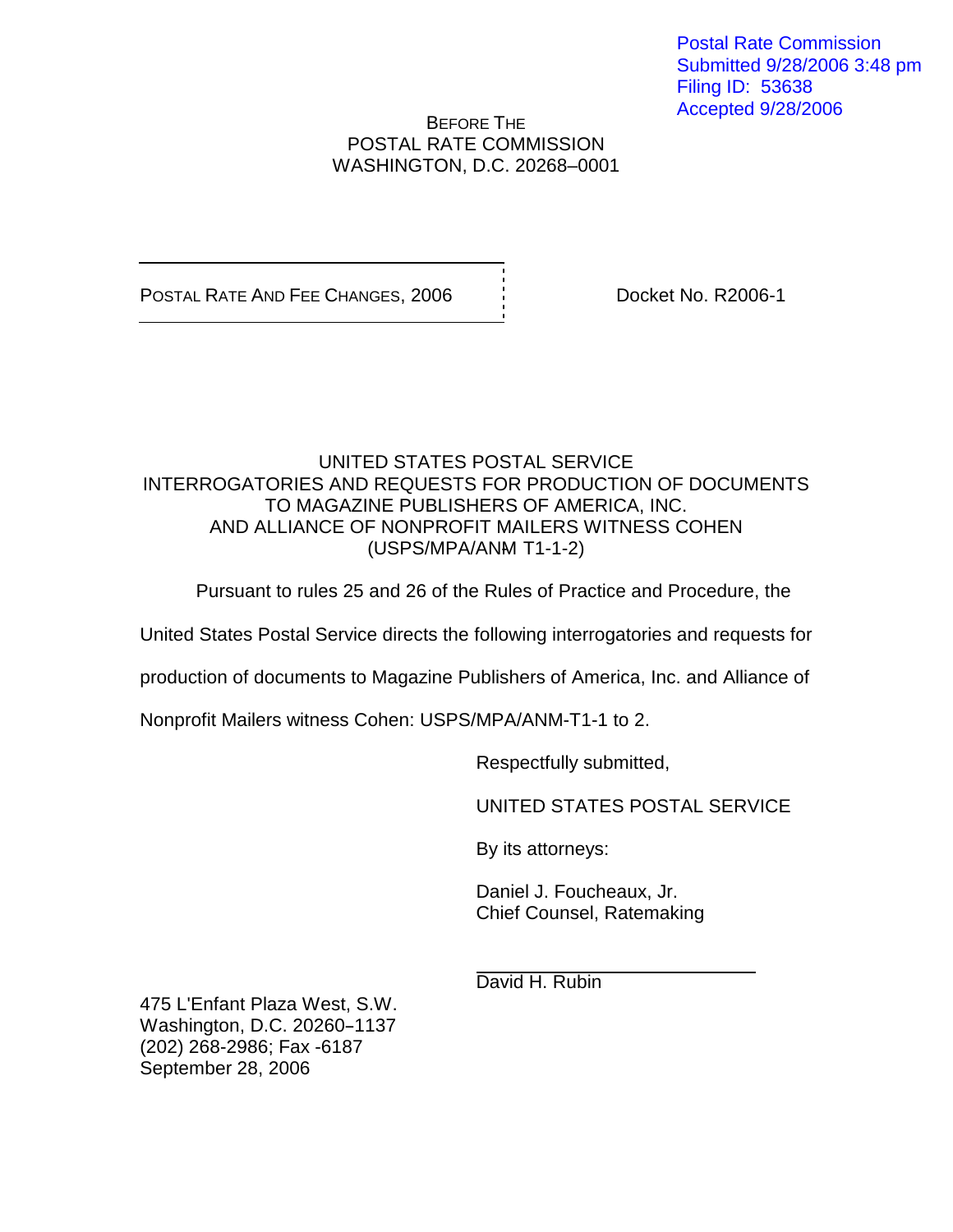Postal Rate Commission
Submitted 9/28/2006 3:48 pm
Filing ID: 53638
Accepted 9/28/2006

BEFORE THE
POSTAL RATE COMMISSION
WASHINGTON, D.C. 20268–0001

| POSTAL RATE AND FEE CHANGES, 2006 | Docket No. R2006-1 |
|---|---|

UNITED STATES POSTAL SERVICE
INTERROGATORIES AND REQUESTS FOR PRODUCTION OF DOCUMENTS
TO MAGAZINE PUBLISHERS OF AMERICA, INC.
AND ALLIANCE OF NONPROFIT MAILERS WITNESS COHEN
(USPS/MPA/ANM T1-1-2)

Pursuant to rules 25 and 26 of the Rules of Practice and Procedure, the United States Postal Service directs the following interrogatories and requests for production of documents to Magazine Publishers of America, Inc. and Alliance of Nonprofit Mailers witness Cohen: USPS/MPA/ANM-T1-1 to 2.

Respectfully submitted,

UNITED STATES POSTAL SERVICE

By its attorneys:

Daniel J. Foucheaux, Jr.
Chief Counsel, Ratemaking

David H. Rubin

475 L'Enfant Plaza West, S.W.
Washington, D.C. 20260–1137
(202) 268-2986; Fax -6187
September 28, 2006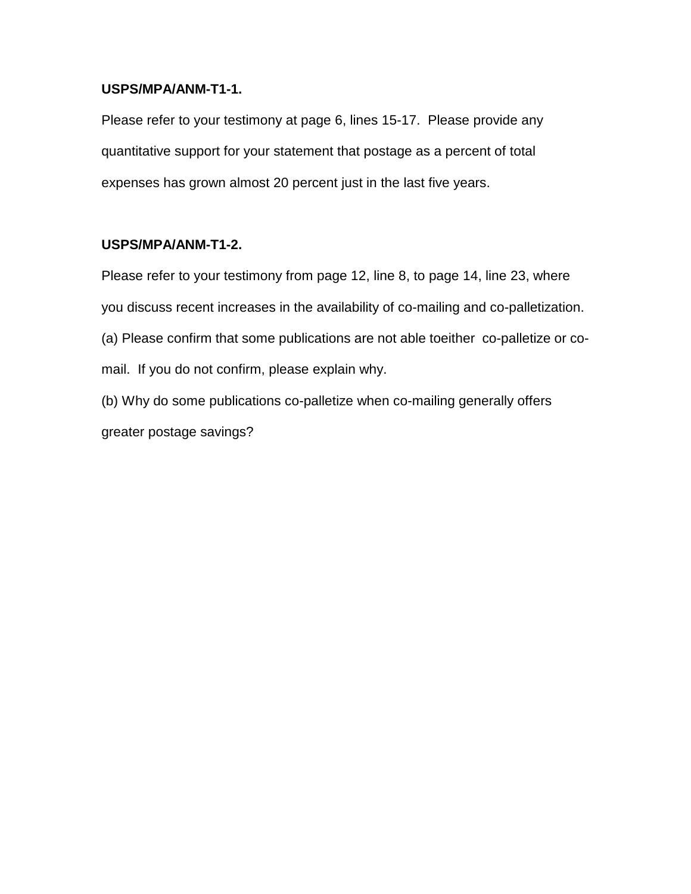**USPS/MPA/ANM-T1-1.**

Please refer to your testimony at page 6, lines 15-17. Please provide any quantitative support for your statement that postage as a percent of total expenses has grown almost 20 percent just in the last five years.

**USPS/MPA/ANM-T1-2.**

Please refer to your testimony from page 12, line 8, to page 14, line 23, where you discuss recent increases in the availability of co-mailing and co-palletization.

(a) Please confirm that some publications are not able toeither co-palletize or co-mail. If you do not confirm, please explain why.

(b) Why do some publications co-palletize when co-mailing generally offers greater postage savings?